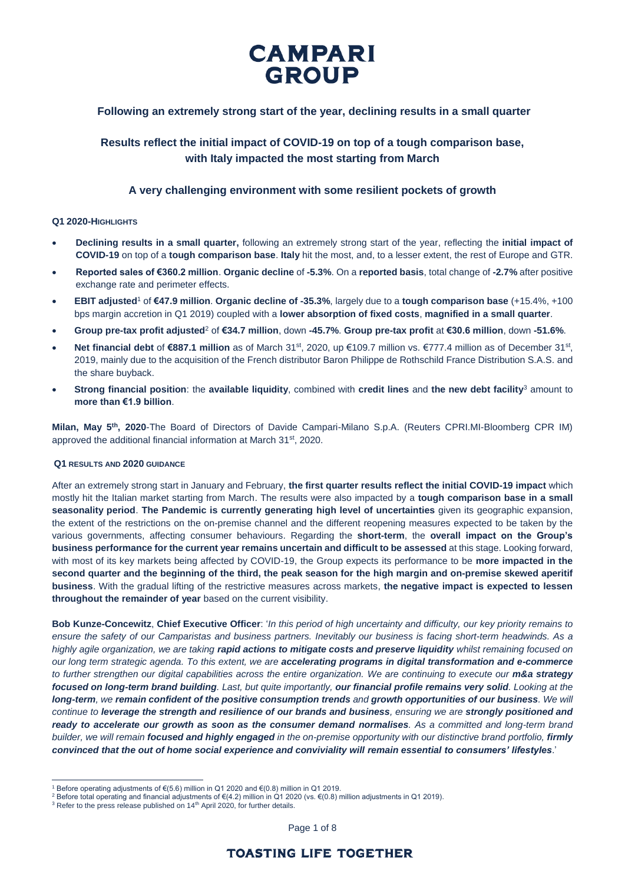# CAMPARI GROUP

## Following an extremely strong start of the year, declining results in a small quarter

## Results reflect the initial impact of COVID-19 on top of a tough comparison base, with Italy impacted the most starting from March

## A very challenging environment with some resilient pockets of growth

### Q1 2020-HIGHLIGHTS

- **Declining results in a small quarter,** following an extremely strong start of the year, reflecting the **initial impact of COVID-19** on top of a **tough comparison base**. **Italy** hit the most, and, to a lesser extent, the rest of Europe and GTR.
- **Reported sales of €360.2 million**. **Organic decline** of **-5.3%**. On a **reported basis**, total change of **-2.7%** after positive exchange rate and perimeter effects.
- **EBIT adjusted**[1] of **€47.9 million**. **Organic decline of -35.3%**, largely due to a **tough comparison base** (+15.4%, +100 bps margin accretion in Q1 2019) coupled with a **lower absorption of fixed costs**, **magnified in a small quarter**.
- **Group pre-tax profit adjusted**[2] of **€34.7 million**, down **-45.7%**. **Group pre-tax profit** at **€30.6 million**, down **-51.6%**.
- **Net financial debt** of **€887.1 million** as of March 31st, 2020, up €109.7 million vs. €777.4 million as of December 31st, 2019, mainly due to the acquisition of the French distributor Baron Philippe de Rothschild France Distribution S.A.S. and the share buyback.
- **Strong financial position**: the **available liquidity**, combined with **credit lines** and **the new debt facility**[3] amount to **more than €1.9 billion**.

**Milan, May 5th, 2020**-The Board of Directors of Davide Campari-Milano S.p.A. (Reuters CPRI.MI-Bloomberg CPR IM) approved the additional financial information at March 31st, 2020.

### Q1 RESULTS AND 2020 GUIDANCE

After an extremely strong start in January and February, **the first quarter results reflect the initial COVID-19 impact** which mostly hit the Italian market starting from March. The results were also impacted by a **tough comparison base in a small seasonality period**. **The Pandemic is currently generating high level of uncertainties** given its geographic expansion, the extent of the restrictions on the on-premise channel and the different reopening measures expected to be taken by the various governments, affecting consumer behaviours. Regarding the **short-term**, the **overall impact on the Group's business performance for the current year remains uncertain and difficult to be assessed** at this stage. Looking forward, with most of its key markets being affected by COVID-19, the Group expects its performance to be **more impacted in the second quarter and the beginning of the third, the peak season for the high margin and on-premise skewed aperitif business**. With the gradual lifting of the restrictive measures across markets, **the negative impact is expected to lessen throughout the remainder of year** based on the current visibility.

**Bob Kunze-Concewitz**, **Chief Executive Officer**: '*In this period of high uncertainty and difficulty, our key priority remains to ensure the safety of our Camparistas and business partners. Inevitably our business is facing short-term headwinds. As a highly agile organization, we are taking **rapid actions to mitigate costs and preserve liquidity** whilst remaining focused on our long term strategic agenda. To this extent, we are **accelerating programs in digital transformation and e-commerce** to further strengthen our digital capabilities across the entire organization. We are continuing to execute our **m&a strategy focused on long-term brand building**. Last, but quite importantly, **our financial profile remains very solid**. Looking at the **long-term**, we **remain confident of the positive consumption trends** and **growth opportunities of our business**. We will continue to **leverage the strength and resilience of our brands and business**, ensuring we are **strongly positioned and ready to accelerate our growth as soon as the consumer demand normalises**. As a committed and long-term brand builder, we will remain **focused and highly engaged** in the on-premise opportunity with our distinctive brand portfolio, **firmly convinced that the out of home social experience and conviviality will remain essential to consumers' lifestyles**.*'

---

[1] Before operating adjustments of €(5.6) million in Q1 2020 and €(0.8) million in Q1 2019.

[2] Before total operating and financial adjustments of €(4.2) million in Q1 2020 (vs. €(0.8) million adjustments in Q1 2019).

[3] Refer to the press release published on 14th April 2020, for further details.

TOASTING LIFE TOGETHER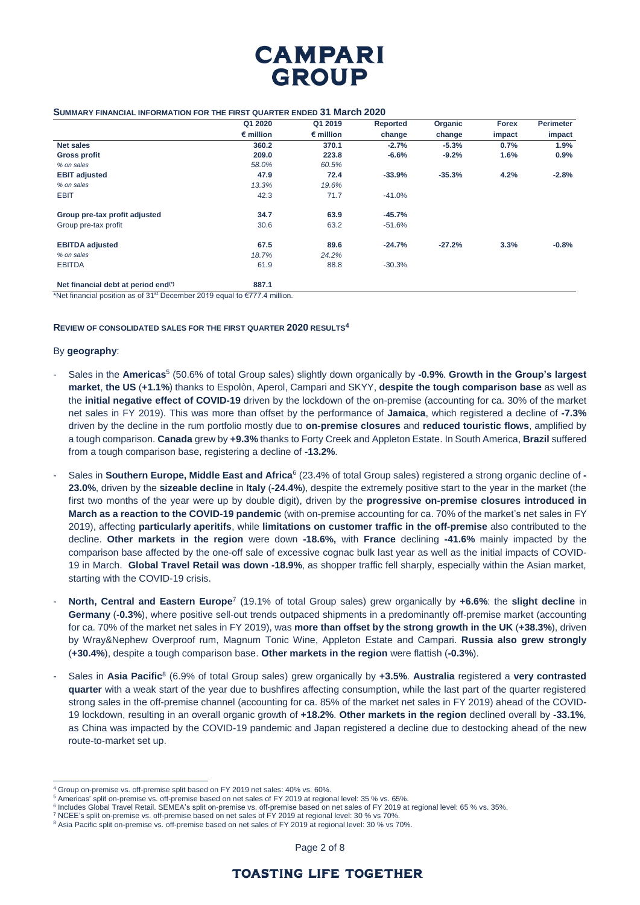**SUMMARY FINANCIAL INFORMATION FOR THE FIRST QUARTER ENDED 31 March 2020**

| | Q1 2020 | Q1 2019 | Reported | Organic | Forex | Perimeter |
|---|---|---|---|---|---|---|
| | € million | € million | change | change | impact | impact |
| **Net sales** | **360.2** | **370.1** | **-2.7%** | **-5.3%** | **0.7%** | **1.9%** |
| **Gross profit** | **209.0** | **223.8** | **-6.6%** | **-9.2%** | **1.6%** | **0.9%** |
| *% on sales* | *58.0%* | *60.5%* | | | | |
| **EBIT adjusted** | **47.9** | **72.4** | **-33.9%** | **-35.3%** | **4.2%** | **-2.8%** |
| *% on sales* | *13.3%* | *19.6%* | | | | |
| EBIT | 42.3 | 71.7 | -41.0% | | | |
| **Group pre-tax profit adjusted** | **34.7** | **63.9** | **-45.7%** | | | |
| Group pre-tax profit | 30.6 | 63.2 | -51.6% | | | |
| **EBITDA adjusted** | **67.5** | **89.6** | **-24.7%** | **-27.2%** | **3.3%** | **-0.8%** |
| *% on sales* | *18.7%* | *24.2%* | | | | |
| EBITDA | 61.9 | 88.8 | -30.3% | | | |
| **Net financial debt at period end(\*)** | **887.1** | | | | | |

\*Net financial position as of 31st December 2019 equal to €777.4 million.

**REVIEW OF CONSOLIDATED SALES FOR THE FIRST QUARTER 2020 RESULTS[4]**

By **geography**:

- Sales in the **Americas**[5] (50.6% of total Group sales) slightly down organically by **-0.9%**. **Growth in the Group's largest market**, **the US** (**+1.1%**) thanks to Espolòn, Aperol, Campari and SKYY, **despite the tough comparison base** as well as the **initial negative effect of COVID-19** driven by the lockdown of the on-premise (accounting for ca. 30% of the market net sales in FY 2019). This was more than offset by the performance of **Jamaica**, which registered a decline of **-7.3%** driven by the decline in the rum portfolio mostly due to **on-premise closures** and **reduced touristic flows**, amplified by a tough comparison. **Canada** grew by **+9.3%** thanks to Forty Creek and Appleton Estate. In South America, **Brazil** suffered from a tough comparison base, registering a decline of **-13.2%**.
- Sales in **Southern Europe, Middle East and Africa**[6] (23.4% of total Group sales) registered a strong organic decline of **-23.0%**, driven by the **sizeable decline** in **Italy** (**-24.4%**), despite the extremely positive start to the year in the market (the first two months of the year were up by double digit), driven by the **progressive on-premise closures introduced in March as a reaction to the COVID-19 pandemic** (with on-premise accounting for ca. 70% of the market's net sales in FY 2019), affecting **particularly aperitifs**, while **limitations on customer traffic in the off-premise** also contributed to the decline. **Other markets in the region** were down **-18.6%,** with **France** declining **-41.6%** mainly impacted by the comparison base affected by the one-off sale of excessive cognac bulk last year as well as the initial impacts of COVID-19 in March. **Global Travel Retail was down -18.9%**, as shopper traffic fell sharply, especially within the Asian market, starting with the COVID-19 crisis.
- **North, Central and Eastern Europe**[7] (19.1% of total Group sales) grew organically by **+6.6%**: the **slight decline** in **Germany** (**-0.3%**), where positive sell-out trends outpaced shipments in a predominantly off-premise market (accounting for ca. 70% of the market net sales in FY 2019), was **more than offset by the strong growth in the UK** (**+38.3%**), driven by Wray&Nephew Overproof rum, Magnum Tonic Wine, Appleton Estate and Campari. **Russia also grew strongly** (**+30.4%**), despite a tough comparison base. **Other markets in the region** were flattish (**-0.3%**).
- Sales in **Asia Pacific**[8] (6.9% of total Group sales) grew organically by **+3.5%**. **Australia** registered a **very contrasted quarter** with a weak start of the year due to bushfires affecting consumption, while the last part of the quarter registered strong sales in the off-premise channel (accounting for ca. 85% of the market net sales in FY 2019) ahead of the COVID-19 lockdown, resulting in an overall organic growth of **+18.2%**. **Other markets in the region** declined overall by **-33.1%**, as China was impacted by the COVID-19 pandemic and Japan registered a decline due to destocking ahead of the new route-to-market set up.

---

[4] Group on-premise vs. off-premise split based on FY 2019 net sales: 40% vs. 60%.

[5] Americas' split on-premise vs. off-premise based on net sales of FY 2019 at regional level: 35 % vs. 65%.

[6] Includes Global Travel Retail. SEMEA's split on-premise vs. off-premise based on net sales of FY 2019 at regional level: 65 % vs. 35%.

[7] NCEE's split on-premise vs. off-premise based on net sales of FY 2019 at regional level: 30 % vs 70%.

[8] Asia Pacific split on-premise vs. off-premise based on net sales of FY 2019 at regional level: 30 % vs 70%.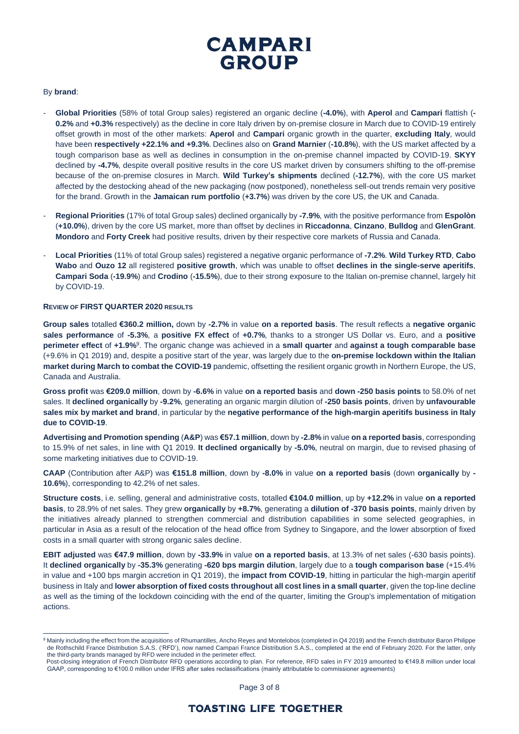By **brand**:

- **Global Priorities** (58% of total Group sales) registered an organic decline (**-4.0%**), with **Aperol** and **Campari** flattish (**-0.2%** and **+0.3%** respectively) as the decline in core Italy driven by on-premise closure in March due to COVID-19 entirely offset growth in most of the other markets: **Aperol** and **Campari** organic growth in the quarter, **excluding Italy**, would have been **respectively +22.1% and +9.3%**. Declines also on **Grand Marnier** (**-10.8%**), with the US market affected by a tough comparison base as well as declines in consumption in the on-premise channel impacted by COVID-19. **SKYY** declined by **-4.7%**, despite overall positive results in the core US market driven by consumers shifting to the off-premise because of the on-premise closures in March. **Wild Turkey's shipments** declined (**-12.7%**), with the core US market affected by the destocking ahead of the new packaging (now postponed), nonetheless sell-out trends remain very positive for the brand. Growth in the **Jamaican rum portfolio** (**+3.7%**) was driven by the core US, the UK and Canada.
- **Regional Priorities** (17% of total Group sales) declined organically by **-7.9%**, with the positive performance from **Espolòn** (**+10.0%**), driven by the core US market, more than offset by declines in **Riccadonna**, **Cinzano**, **Bulldog** and **GlenGrant**. **Mondoro** and **Forty Creek** had positive results, driven by their respective core markets of Russia and Canada.
- **Local Priorities** (11% of total Group sales) registered a negative organic performance of **-7.2%**. **Wild Turkey RTD**, **Cabo Wabo** and **Ouzo 12** all registered **positive growth**, which was unable to offset **declines in the single-serve aperitifs**, **Campari Soda** (**-19.9%**) and **Crodino** (**-15.5%**), due to their strong exposure to the Italian on-premise channel, largely hit by COVID-19.

**REVIEW OF FIRST QUARTER 2020 RESULTS**

**Group sales** totalled **€360.2 million,** down by **-2.7%** in value **on a reported basis**. The result reflects a **negative organic sales performance** of **-5.3%**, a **positive FX effect** of **+0.7%**, thanks to a stronger US Dollar vs. Euro, and a **positive perimeter effect** of **+1.9%**[9]. The organic change was achieved in a **small quarter** and **against a tough comparable base** (+9.6% in Q1 2019) and, despite a positive start of the year, was largely due to the **on-premise lockdown within the Italian market during March to combat the COVID-19** pandemic, offsetting the resilient organic growth in Northern Europe, the US, Canada and Australia.

**Gross profit** was **€209.0 million**, down by **-6.6%** in value **on a reported basis** and **down -250 basis points** to 58.0% of net sales. It **declined organically** by **-9.2%**, generating an organic margin dilution of **-250 basis points**, driven by **unfavourable sales mix by market and brand**, in particular by the **negative performance of the high-margin aperitifs business in Italy due to COVID-19**.

**Advertising and Promotion spending** (**A&P**) was **€57.1 million**, down by **-2.8%** in value **on a reported basis**, corresponding to 15.9% of net sales, in line with Q1 2019. **It declined organically** by **-5.0%**, neutral on margin, due to revised phasing of some marketing initiatives due to COVID-19.

**CAAP** (Contribution after A&P) was **€151.8 million**, down by **-8.0%** in value **on a reported basis** (down **organically** by **-10.6%**), corresponding to 42.2% of net sales.

**Structure costs**, i.e. selling, general and administrative costs, totalled **€104.0 million**, up by **+12.2%** in value **on a reported basis**, to 28.9% of net sales. They grew **organically** by **+8.7%**, generating a **dilution of -370 basis points**, mainly driven by the initiatives already planned to strengthen commercial and distribution capabilities in some selected geographies, in particular in Asia as a result of the relocation of the head office from Sydney to Singapore, and the lower absorption of fixed costs in a small quarter with strong organic sales decline.

**EBIT adjusted** was **€47.9 million**, down by **-33.9%** in value **on a reported basis**, at 13.3% of net sales (-630 basis points). It **declined organically** by **-35.3%** generating **-620 bps margin dilution**, largely due to a **tough comparison base** (+15.4% in value and +100 bps margin accretion in Q1 2019), the **impact from COVID-19**, hitting in particular the high-margin aperitif business in Italy and **lower absorption of fixed costs throughout all cost lines in a small quarter**, given the top-line decline as well as the timing of the lockdown coinciding with the end of the quarter, limiting the Group's implementation of mitigation actions.

---

[9] Mainly including the effect from the acquisitions of Rhumantilles, Ancho Reyes and Montelobos (completed in Q4 2019) and the French distributor Baron Philippe de Rothschild France Distribution S.A.S. ('RFD'), now named Campari France Distribution S.A.S., completed at the end of February 2020. For the latter, only the third-party brands managed by RFD were included in the perimeter effect.
Post-closing integration of French Distributor RFD operations according to plan. For reference, RFD sales in FY 2019 amounted to €149.8 million under local GAAP, corresponding to €100.0 million under IFRS after sales reclassifications (mainly attributable to commissioner agreements)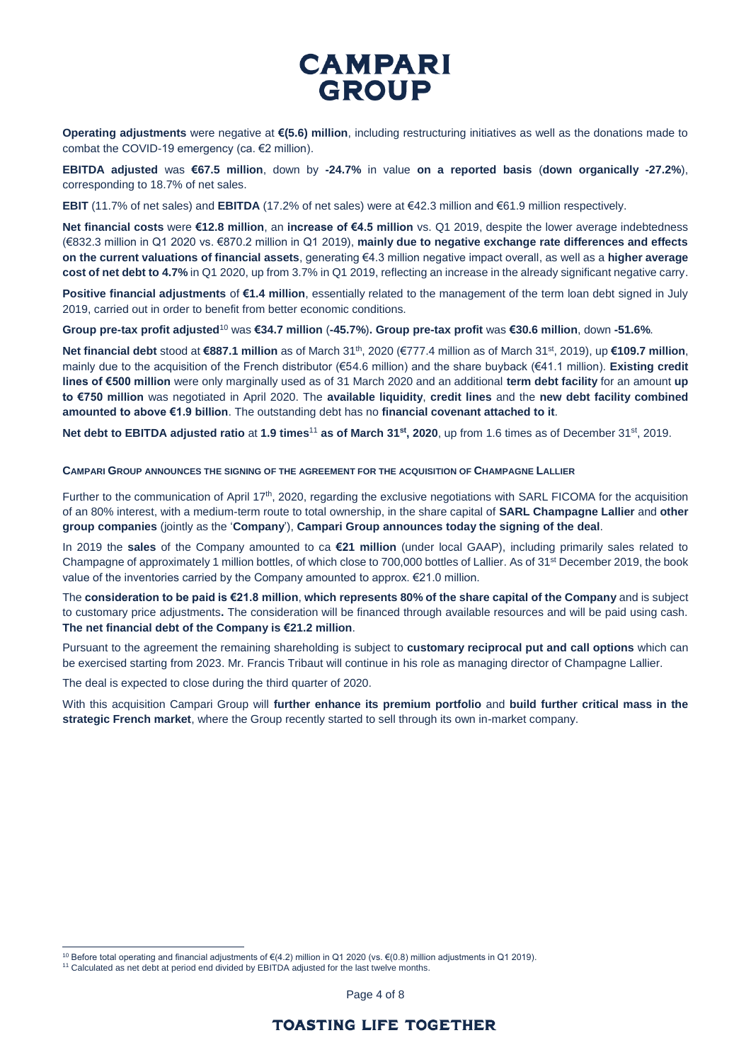**Operating adjustments** were negative at **€(5.6) million**, including restructuring initiatives as well as the donations made to combat the COVID-19 emergency (ca. €2 million).

**EBITDA adjusted** was **€67.5 million**, down by **-24.7%** in value **on a reported basis** (**down organically -27.2%**), corresponding to 18.7% of net sales.

**EBIT** (11.7% of net sales) and **EBITDA** (17.2% of net sales) were at €42.3 million and €61.9 million respectively.

**Net financial costs** were **€12.8 million**, an **increase of €4.5 million** vs. Q1 2019, despite the lower average indebtedness (€832.3 million in Q1 2020 vs. €870.2 million in Q1 2019), **mainly due to negative exchange rate differences and effects on the current valuations of financial assets**, generating €4.3 million negative impact overall, as well as a **higher average cost of net debt to 4.7%** in Q1 2020, up from 3.7% in Q1 2019, reflecting an increase in the already significant negative carry.

**Positive financial adjustments** of **€1.4 million**, essentially related to the management of the term loan debt signed in July 2019, carried out in order to benefit from better economic conditions.

**Group pre-tax profit adjusted**[10] was **€34.7 million** (**-45.7%**). **Group pre-tax profit** was **€30.6 million**, down **-51.6%**.

**Net financial debt** stood at **€887.1 million** as of March 31st, 2020 (€777.4 million as of March 31st, 2019), up **€109.7 million**, mainly due to the acquisition of the French distributor (€54.6 million) and the share buyback (€41.1 million). **Existing credit lines of €500 million** were only marginally used as of 31 March 2020 and an additional **term debt facility** for an amount **up to €750 million** was negotiated in April 2020. The **available liquidity**, **credit lines** and the **new debt facility combined amounted to above €1.9 billion**. The outstanding debt has no **financial covenant attached to it**.

**Net debt to EBITDA adjusted ratio** at **1.9 times**[11] **as of March 31st, 2020**, up from 1.6 times as of December 31st, 2019.

**CAMPARI GROUP ANNOUNCES THE SIGNING OF THE AGREEMENT FOR THE ACQUISITION OF CHAMPAGNE LALLIER**

Further to the communication of April 17th, 2020, regarding the exclusive negotiations with SARL FICOMA for the acquisition of an 80% interest, with a medium-term route to total ownership, in the share capital of **SARL Champagne Lallier** and **other group companies** (jointly as the '**Company**'), **Campari Group announces today the signing of the deal**.

In 2019 the **sales** of the Company amounted to ca **€21 million** (under local GAAP), including primarily sales related to Champagne of approximately 1 million bottles, of which close to 700,000 bottles of Lallier. As of 31st December 2019, the book value of the inventories carried by the Company amounted to approx. €21.0 million.

The **consideration to be paid is €21.8 million**, **which represents 80% of the share capital of the Company** and is subject to customary price adjustments**.** The consideration will be financed through available resources and will be paid using cash. **The net financial debt of the Company is €21.2 million**.

Pursuant to the agreement the remaining shareholding is subject to **customary reciprocal put and call options** which can be exercised starting from 2023. Mr. Francis Tribaut will continue in his role as managing director of Champagne Lallier.

The deal is expected to close during the third quarter of 2020.

With this acquisition Campari Group will **further enhance its premium portfolio** and **build further critical mass in the strategic French market**, where the Group recently started to sell through its own in-market company.

---

[10] Before total operating and financial adjustments of €(4.2) million in Q1 2020 (vs. €(0.8) million adjustments in Q1 2019).

[11] Calculated as net debt at period end divided by EBITDA adjusted for the last twelve months.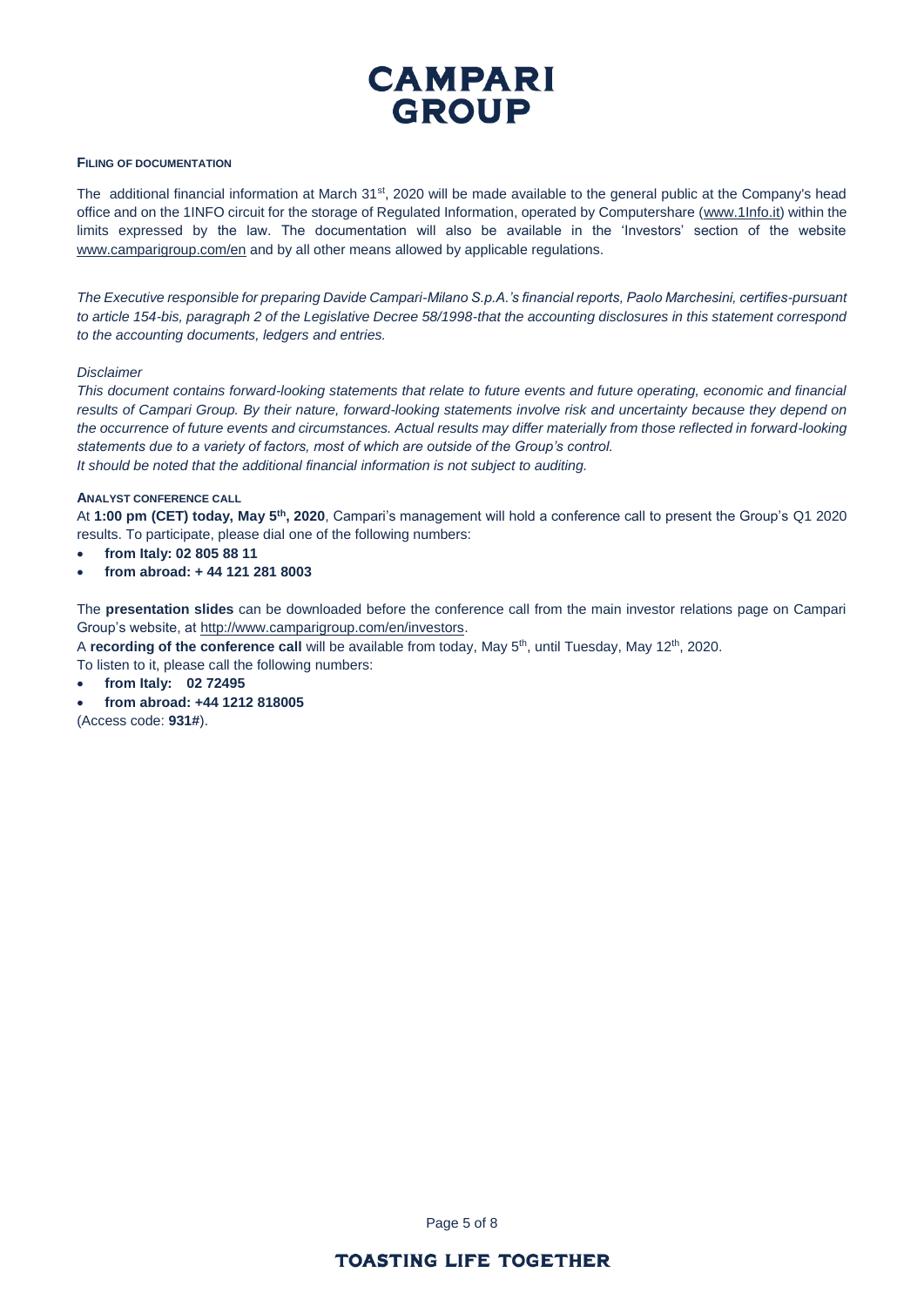**FILING OF DOCUMENTATION**

The additional financial information at March 31st, 2020 will be made available to the general public at the Company's head office and on the 1INFO circuit for the storage of Regulated Information, operated by Computershare (www.1Info.it) within the limits expressed by the law. The documentation will also be available in the 'Investors' section of the website www.camparigroup.com/en and by all other means allowed by applicable regulations.

*The Executive responsible for preparing Davide Campari-Milano S.p.A.'s financial reports, Paolo Marchesini, certifies-pursuant to article 154-bis, paragraph 2 of the Legislative Decree 58/1998-that the accounting disclosures in this statement correspond to the accounting documents, ledgers and entries.*

*Disclaimer*

*This document contains forward-looking statements that relate to future events and future operating, economic and financial results of Campari Group. By their nature, forward-looking statements involve risk and uncertainty because they depend on the occurrence of future events and circumstances. Actual results may differ materially from those reflected in forward-looking statements due to a variety of factors, most of which are outside of the Group's control.*

*It should be noted that the additional financial information is not subject to auditing.*

**ANALYST CONFERENCE CALL**

At **1:00 pm (CET) today, May 5th, 2020**, Campari's management will hold a conference call to present the Group's Q1 2020 results. To participate, please dial one of the following numbers:

- **from Italy: 02 805 88 11**
- **from abroad: + 44 121 281 8003**

The **presentation slides** can be downloaded before the conference call from the main investor relations page on Campari Group's website, at http://www.camparigroup.com/en/investors.

A **recording of the conference call** will be available from today, May 5th, until Tuesday, May 12th, 2020.

To listen to it, please call the following numbers:

- **from Italy: 02 72495**
- **from abroad: +44 1212 818005**

(Access code: **931#**).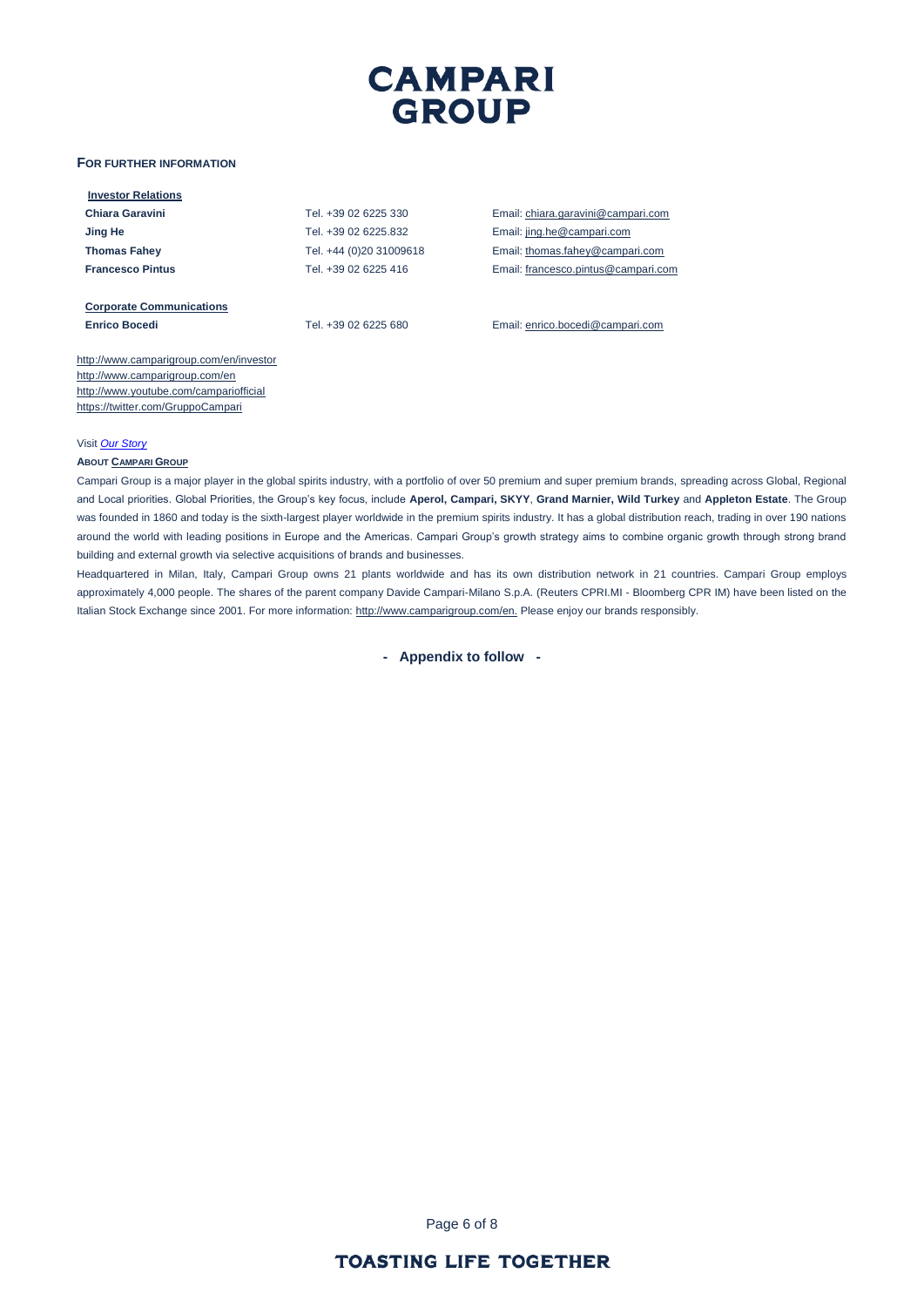**CAMPARI GROUP**

**FOR FURTHER INFORMATION**

**Investor Relations**

| | | |
|---|---|---|
| **Chiara Garavini** | Tel. +39 02 6225 330 | Email: chiara.garavini@campari.com |
| **Jing He** | Tel. +39 02 6225.832 | Email: jing.he@campari.com |
| **Thomas Fahey** | Tel. +44 (0)20 31009618 | Email: thomas.fahey@campari.com |
| **Francesco Pintus** | Tel. +39 02 6225 416 | Email: francesco.pintus@campari.com |

**Corporate Communications**

| | | |
|---|---|---|
| **Enrico Bocedi** | Tel. +39 02 6225 680 | Email: enrico.bocedi@campari.com |

http://www.camparigroup.com/en/investor
http://www.camparigroup.com/en
http://www.youtube.com/campariofficial
https://twitter.com/GruppoCampari

Visit *Our Story*

**ABOUT CAMPARI GROUP**

Campari Group is a major player in the global spirits industry, with a portfolio of over 50 premium and super premium brands, spreading across Global, Regional and Local priorities. Global Priorities, the Group's key focus, include **Aperol, Campari, SKYY**, **Grand Marnier, Wild Turkey** and **Appleton Estate**. The Group was founded in 1860 and today is the sixth-largest player worldwide in the premium spirits industry. It has a global distribution reach, trading in over 190 nations around the world with leading positions in Europe and the Americas. Campari Group's growth strategy aims to combine organic growth through strong brand building and external growth via selective acquisitions of brands and businesses.

Headquartered in Milan, Italy, Campari Group owns 21 plants worldwide and has its own distribution network in 21 countries. Campari Group employs approximately 4,000 people. The shares of the parent company Davide Campari-Milano S.p.A. (Reuters CPRI.MI - Bloomberg CPR IM) have been listed on the Italian Stock Exchange since 2001. For more information: http://www.camparigroup.com/en. Please enjoy our brands responsibly.

**- Appendix to follow -**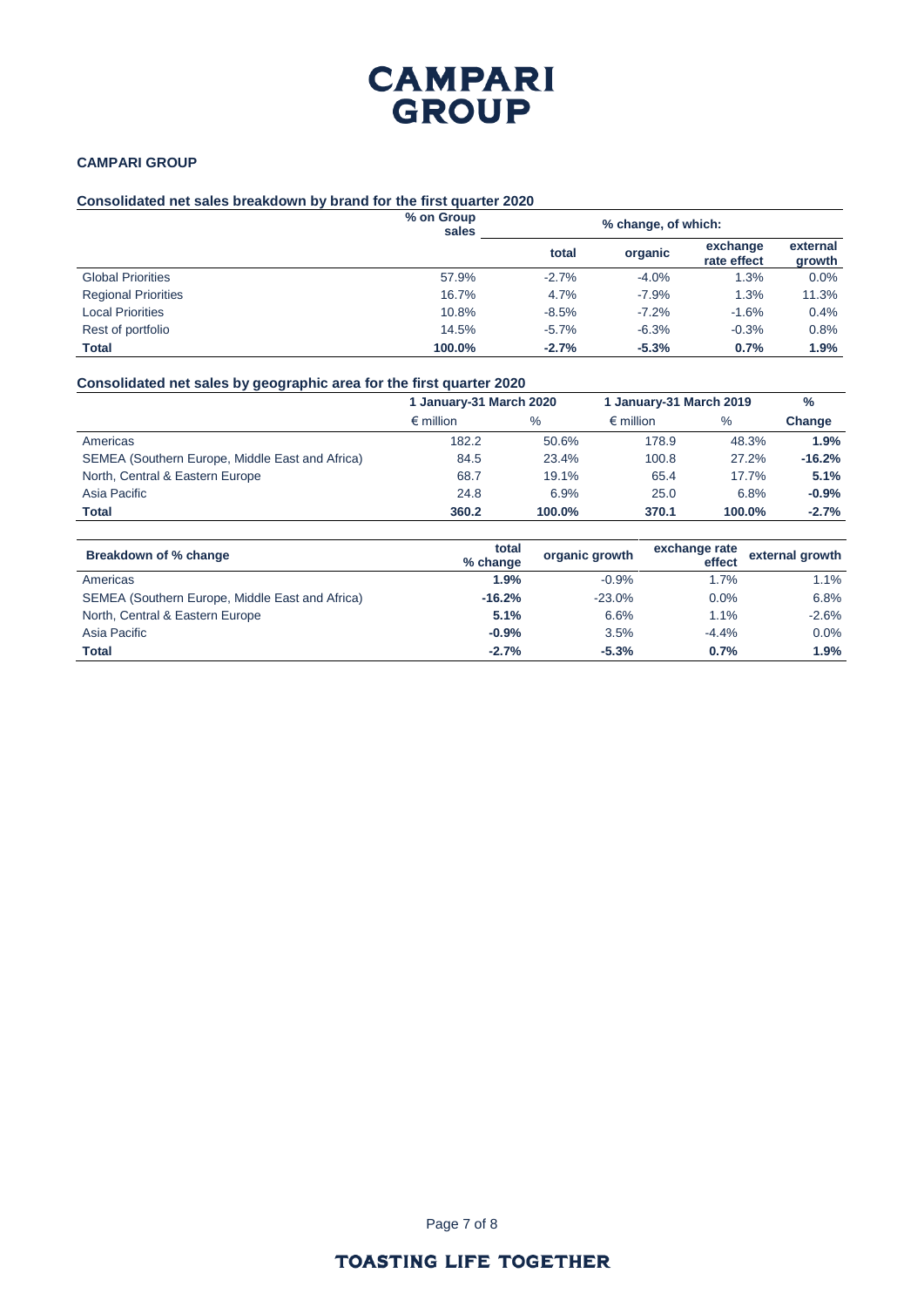# CAMPARI GROUP

## CAMPARI GROUP

### Consolidated net sales breakdown by brand for the first quarter 2020

| | % on Group sales | % change, of which: | | | |
|---|---|---|---|---|---|
| | | total | organic | exchange rate effect | external growth |
| Global Priorities | 57.9% | -2.7% | -4.0% | 1.3% | 0.0% |
| Regional Priorities | 16.7% | 4.7% | -7.9% | 1.3% | 11.3% |
| Local Priorities | 10.8% | -8.5% | -7.2% | -1.6% | 0.4% |
| Rest of portfolio | 14.5% | -5.7% | -6.3% | -0.3% | 0.8% |
| **Total** | **100.0%** | **-2.7%** | **-5.3%** | **0.7%** | **1.9%** |

### Consolidated net sales by geographic area for the first quarter 2020

| | 1 January-31 March 2020 | | 1 January-31 March 2019 | | % |
|---|---|---|---|---|---|
| | € million | % | € million | % | Change |
| Americas | 182.2 | 50.6% | 178.9 | 48.3% | **1.9%** |
| SEMEA (Southern Europe, Middle East and Africa) | 84.5 | 23.4% | 100.8 | 27.2% | **-16.2%** |
| North, Central & Eastern Europe | 68.7 | 19.1% | 65.4 | 17.7% | **5.1%** |
| Asia Pacific | 24.8 | 6.9% | 25.0 | 6.8% | **-0.9%** |
| **Total** | **360.2** | **100.0%** | **370.1** | **100.0%** | **-2.7%** |

| Breakdown of % change | total % change | organic growth | exchange rate effect | external growth |
|---|---|---|---|---|
| Americas | **1.9%** | -0.9% | 1.7% | 1.1% |
| SEMEA (Southern Europe, Middle East and Africa) | **-16.2%** | -23.0% | 0.0% | 6.8% |
| North, Central & Eastern Europe | **5.1%** | 6.6% | 1.1% | -2.6% |
| Asia Pacific | **-0.9%** | 3.5% | -4.4% | 0.0% |
| **Total** | **-2.7%** | **-5.3%** | **0.7%** | **1.9%** |

TOASTING LIFE TOGETHER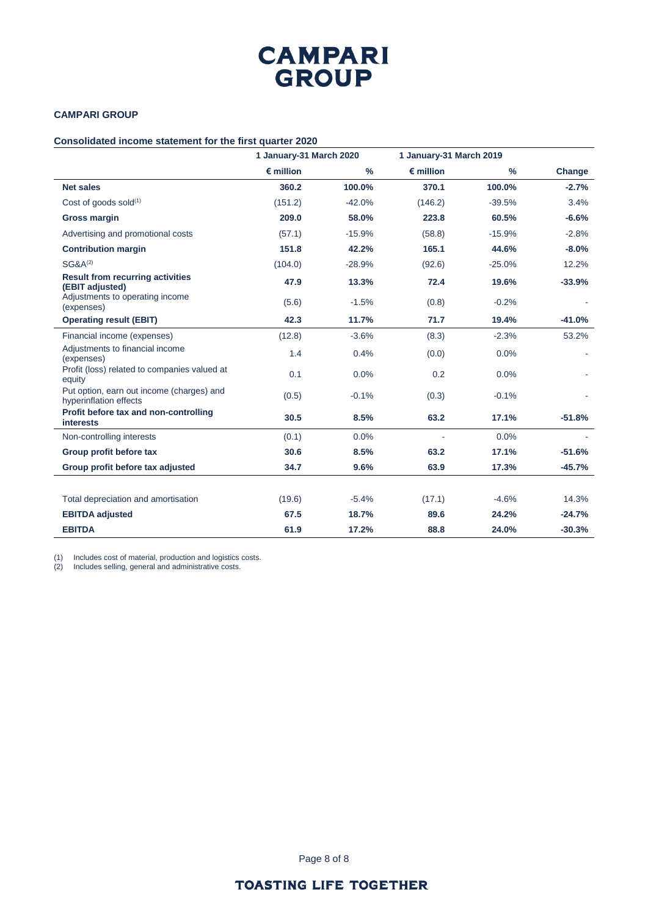**CAMPARI GROUP**

**Consolidated income statement for the first quarter 2020**

| | 1 January-31 March 2020 | | 1 January-31 March 2019 | | |
|---|---|---|---|---|---|
| | **€ million** | **%** | **€ million** | **%** | **Change** |
| **Net sales** | **360.2** | **100.0%** | **370.1** | **100.0%** | **-2.7%** |
| Cost of goods sold[(1)] | (151.2) | -42.0% | (146.2) | -39.5% | 3.4% |
| **Gross margin** | **209.0** | **58.0%** | **223.8** | **60.5%** | **-6.6%** |
| Advertising and promotional costs | (57.1) | -15.9% | (58.8) | -15.9% | -2.8% |
| **Contribution margin** | **151.8** | **42.2%** | **165.1** | **44.6%** | **-8.0%** |
| SG&A[(2)] | (104.0) | -28.9% | (92.6) | -25.0% | 12.2% |
| **Result from recurring activities (EBIT adjusted)** | **47.9** | **13.3%** | **72.4** | **19.6%** | **-33.9%** |
| Adjustments to operating income (expenses) | (5.6) | -1.5% | (0.8) | -0.2% | - |
| **Operating result (EBIT)** | **42.3** | **11.7%** | **71.7** | **19.4%** | **-41.0%** |
| Financial income (expenses) | (12.8) | -3.6% | (8.3) | -2.3% | 53.2% |
| Adjustments to financial income (expenses) | 1.4 | 0.4% | (0.0) | 0.0% | - |
| Profit (loss) related to companies valued at equity | 0.1 | 0.0% | 0.2 | 0.0% | - |
| Put option, earn out income (charges) and hyperinflation effects | (0.5) | -0.1% | (0.3) | -0.1% | - |
| **Profit before tax and non-controlling interests** | **30.5** | **8.5%** | **63.2** | **17.1%** | **-51.8%** |
| Non-controlling interests | (0.1) | 0.0% | - | 0.0% | - |
| **Group profit before tax** | **30.6** | **8.5%** | **63.2** | **17.1%** | **-51.6%** |
| **Group profit before tax adjusted** | **34.7** | **9.6%** | **63.9** | **17.3%** | **-45.7%** |
| | | | | | |
| Total depreciation and amortisation | (19.6) | -5.4% | (17.1) | -4.6% | 14.3% |
| **EBITDA adjusted** | **67.5** | **18.7%** | **89.6** | **24.2%** | **-24.7%** |
| **EBITDA** | **61.9** | **17.2%** | **88.8** | **24.0%** | **-30.3%** |

(1) Includes cost of material, production and logistics costs.
(2) Includes selling, general and administrative costs.